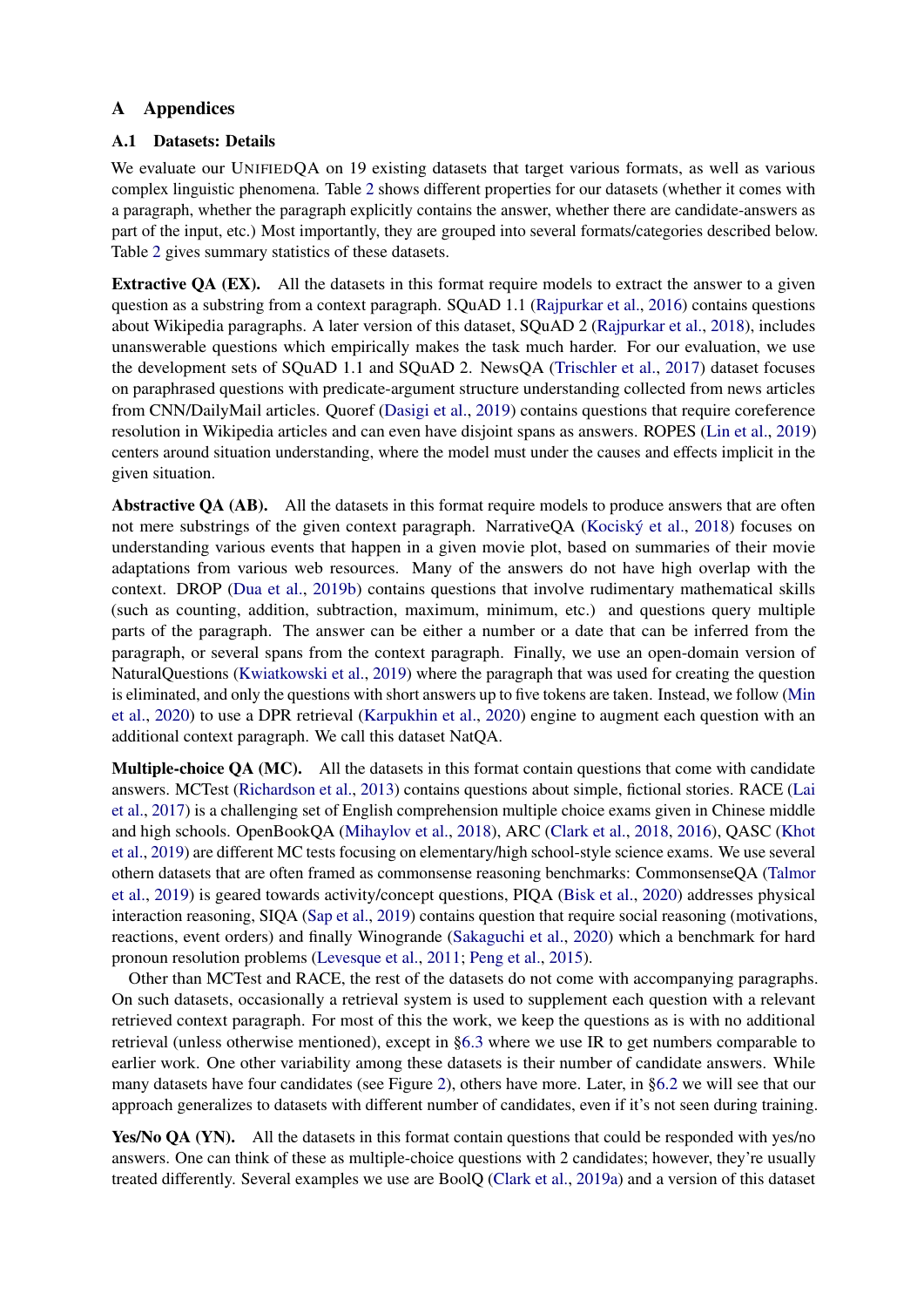# A Appendices

## A.1 Datasets: Details

We evaluate our UnifiedQA on 19 existing datasets that target various formats, as well as various complex linguistic phenomena. Table 2 shows different properties for our datasets (whether it comes with a paragraph, whether the paragraph explicitly contains the answer, whether there are candidate-answers as part of the input, etc.) Most importantly, they are grouped into several formats/categories described below. Table 2 gives summary statistics of these datasets.

**Extractive QA (EX).** All the datasets in this format require models to extract the answer to a given question as a substring from a context paragraph. SQuAD 1.1 (Rajpurkar et al., 2016) contains questions about Wikipedia paragraphs. A later version of this dataset, SQuAD 2 (Rajpurkar et al., 2018), includes unanswerable questions which empirically makes the task much harder. For our evaluation, we use the development sets of SQuAD 1.1 and SQuAD 2. NewsQA (Trischler et al., 2017) dataset focuses on paraphrased questions with predicate-argument structure understanding collected from news articles from CNN/DailyMail articles. Quoref (Dasigi et al., 2019) contains questions that require coreference resolution in Wikipedia articles and can even have disjoint spans as answers. ROPES (Lin et al., 2019) centers around situation understanding, where the model must under the causes and effects implicit in the given situation.

**Abstractive QA (AB).** All the datasets in this format require models to produce answers that are often not mere substrings of the given context paragraph. NarrativeQA (Kociský et al., 2018) focuses on understanding various events that happen in a given movie plot, based on summaries of their movie adaptations from various web resources. Many of the answers do not have high overlap with the context. DROP (Dua et al., 2019b) contains questions that involve rudimentary mathematical skills (such as counting, addition, subtraction, maximum, minimum, etc.) and questions query multiple parts of the paragraph. The answer can be either a number or a date that can be inferred from the paragraph, or several spans from the context paragraph. Finally, we use an open-domain version of NaturalQuestions (Kwiatkowski et al., 2019) where the paragraph that was used for creating the question is eliminated, and only the questions with short answers up to five tokens are taken. Instead, we follow (Min et al., 2020) to use a DPR retrieval (Karpukhin et al., 2020) engine to augment each question with an additional context paragraph. We call this dataset NatQA.

**Multiple-choice QA (MC).** All the datasets in this format contain questions that come with candidate answers. MCTest (Richardson et al., 2013) contains questions about simple, fictional stories. RACE (Lai et al., 2017) is a challenging set of English comprehension multiple choice exams given in Chinese middle and high schools. OpenBookQA (Mihaylov et al., 2018), ARC (Clark et al., 2018, 2016), QASC (Khot et al., 2019) are different MC tests focusing on elementary/high school-style science exams. We use several othern datasets that are often framed as commonsense reasoning benchmarks: CommonsenseQA (Talmor et al., 2019) is geared towards activity/concept questions, PIQA (Bisk et al., 2020) addresses physical interaction reasoning, SIQA (Sap et al., 2019) contains question that require social reasoning (motivations, reactions, event orders) and finally Winogrande (Sakaguchi et al., 2020) which a benchmark for hard pronoun resolution problems (Levesque et al., 2011; Peng et al., 2015).

Other than MCTest and RACE, the rest of the datasets do not come with accompanying paragraphs. On such datasets, occasionally a retrieval system is used to supplement each question with a relevant retrieved context paragraph. For most of this the work, we keep the questions as is with no additional retrieval (unless otherwise mentioned), except in §6.3 where we use IR to get numbers comparable to earlier work. One other variability among these datasets is their number of candidate answers. While many datasets have four candidates (see Figure 2), others have more. Later, in §6.2 we will see that our approach generalizes to datasets with different number of candidates, even if it's not seen during training.

**Yes/No QA (YN).** All the datasets in this format contain questions that could be responded with yes/no answers. One can think of these as multiple-choice questions with 2 candidates; however, they're usually treated differently. Several examples we use are BoolQ (Clark et al., 2019a) and a version of this dataset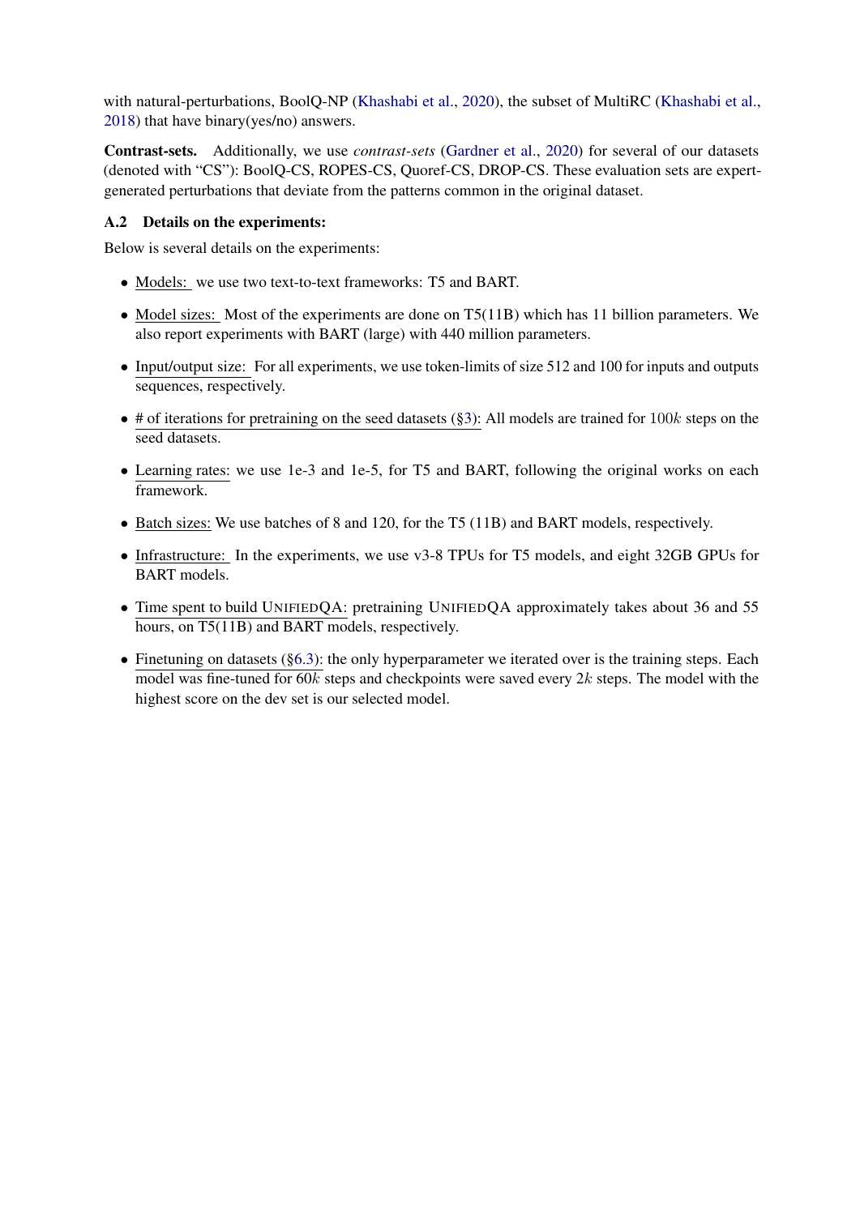with natural-perturbations, BoolQ-NP (Khashabi et al., 2020), the subset of MultiRC (Khashabi et al., 2018) that have binary(yes/no) answers.

**Contrast-sets.** Additionally, we use *contrast-sets* (Gardner et al., 2020) for several of our datasets (denoted with "CS"): BoolQ-CS, ROPES-CS, Quoref-CS, DROP-CS. These evaluation sets are expert-generated perturbations that deviate from the patterns common in the original dataset.

### A.2 Details on the experiments:

Below is several details on the experiments:

- Models: we use two text-to-text frameworks: T5 and BART.
- Model sizes: Most of the experiments are done on T5(11B) which has 11 billion parameters. We also report experiments with BART (large) with 440 million parameters.
- Input/output size: For all experiments, we use token-limits of size 512 and 100 for inputs and outputs sequences, respectively.
- # of iterations for pretraining on the seed datasets (§3): All models are trained for $100k$ steps on the seed datasets.
- Learning rates: we use 1e-3 and 1e-5, for T5 and BART, following the original works on each framework.
- Batch sizes: We use batches of 8 and 120, for the T5 (11B) and BART models, respectively.
- Infrastructure: In the experiments, we use v3-8 TPUs for T5 models, and eight 32GB GPUs for BART models.
- Time spent to build UNIFIEDQA: pretraining UNIFIEDQA approximately takes about 36 and 55 hours, on T5(11B) and BART models, respectively.
- Finetuning on datasets (§6.3): the only hyperparameter we iterated over is the training steps. Each model was fine-tuned for $60k$ steps and checkpoints were saved every $2k$ steps. The model with the highest score on the dev set is our selected model.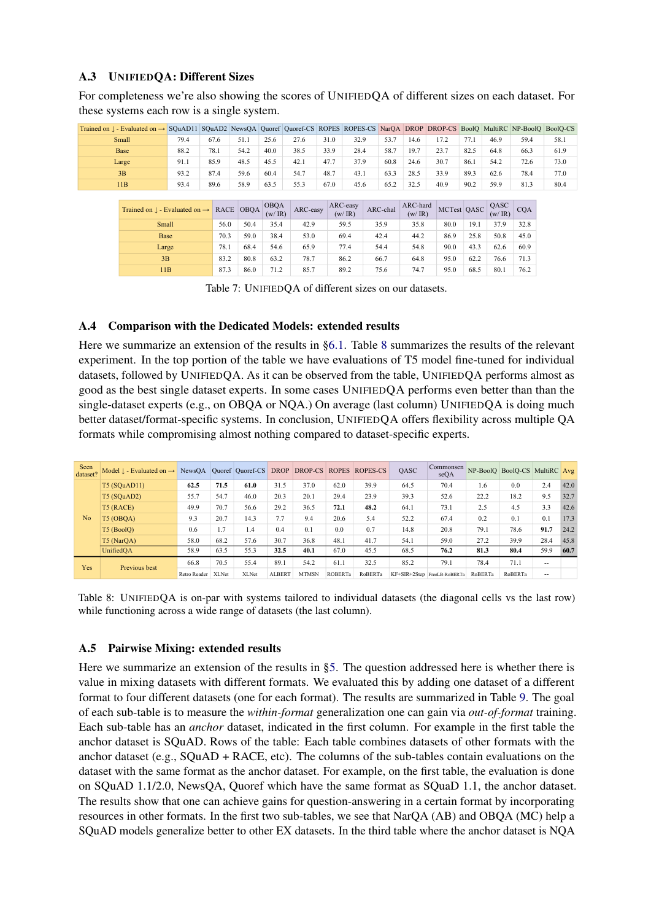### A.3 UNIFIEDQA: Different Sizes

For completeness we're also showing the scores of UNIFIEDQA of different sizes on each dataset. For these systems each row is a single system.

| Trained on ↓ - Evaluated on → | SQuAD11 | SQuAD2 | NewsQA | Quoref | Quoref-CS | ROPES | ROPES-CS | NarQA | DROP | DROP-CS | BoolQ | MultiRC | NP-BoolQ | BoolQ-CS |
|---|---|---|---|---|---|---|---|---|---|---|---|---|---|---|
| Small | 79.4 | 67.6 | 51.1 | 25.6 | 27.6 | 31.0 | 32.9 | 53.7 | 14.6 | 17.2 | 77.1 | 46.9 | 59.4 | 58.1 |
| Base | 88.2 | 78.1 | 54.2 | 40.0 | 38.5 | 33.9 | 28.4 | 58.7 | 19.7 | 23.7 | 82.5 | 64.8 | 66.3 | 61.9 |
| Large | 91.1 | 85.9 | 48.5 | 45.5 | 42.1 | 47.7 | 37.9 | 60.8 | 24.6 | 30.7 | 86.1 | 54.2 | 72.6 | 73.0 |
| 3B | 93.2 | 87.4 | 59.6 | 60.4 | 54.7 | 48.7 | 43.1 | 63.3 | 28.5 | 33.9 | 89.3 | 62.6 | 78.4 | 77.0 |
| 11B | 93.4 | 89.6 | 58.9 | 63.5 | 55.3 | 67.0 | 45.6 | 65.2 | 32.5 | 40.9 | 90.2 | 59.9 | 81.3 | 80.4 |

| Trained on ↓ - Evaluated on → | RACE | OBQA | OBQA (w/ IR) | ARC-easy | ARC-easy (w/ IR) | ARC-chal | ARC-hard (w/ IR) | MCTest | QASC | QASC (w/ IR) | CQA |
|---|---|---|---|---|---|---|---|---|---|---|---|
| Small | 56.0 | 50.4 | 35.4 | 42.9 | 59.5 | 35.9 | 35.8 | 80.0 | 19.1 | 37.9 | 32.8 |
| Base | 70.3 | 59.0 | 38.4 | 53.0 | 69.4 | 42.4 | 44.2 | 86.9 | 25.8 | 50.8 | 45.0 |
| Large | 78.1 | 68.4 | 54.6 | 65.9 | 77.4 | 54.4 | 54.8 | 90.0 | 43.3 | 62.6 | 60.9 |
| 3B | 83.2 | 80.8 | 63.2 | 78.7 | 86.2 | 66.7 | 64.8 | 95.0 | 62.2 | 76.6 | 71.3 |
| 11B | 87.3 | 86.0 | 71.2 | 85.7 | 89.2 | 75.6 | 74.7 | 95.0 | 68.5 | 80.1 | 76.2 |

Table 7: UNIFIEDQA of different sizes on our datasets.

### A.4 Comparison with the Dedicated Models: extended results

Here we summarize an extension of the results in §6.1. Table 8 summarizes the results of the relevant experiment. In the top portion of the table we have evaluations of T5 model fine-tuned for individual datasets, followed by UNIFIEDQA. As it can be observed from the table, UNIFIEDQA performs almost as good as the best single dataset experts. In some cases UNIFIEDQA performs even better than than the single-dataset experts (e.g., on OBQA or NQA.) On average (last column) UNIFIEDQA is doing much better dataset/format-specific systems. In conclusion, UNIFIEDQA offers flexibility across multiple QA formats while compromising almost nothing compared to dataset-specific experts.

| Seen dataset? | Model ↓ - Evaluated on → | NewsQA | Quoref | Quoref-CS | DROP | DROP-CS | ROPES | ROPES-CS | QASC | CommonsenseQA | NP-BoolQ | BoolQ-CS | MultiRC | Avg |
|---|---|---|---|---|---|---|---|---|---|---|---|---|---|---|
| No | T5 (SQuAD11) | **62.5** | **71.5** | **61.0** | 31.5 | 37.0 | 62.0 | 39.9 | 64.5 | 70.4 | 1.6 | 0.0 | 2.4 | 42.0 |
| | T5 (SQuAD2) | 55.7 | 54.7 | 46.0 | 20.3 | 20.1 | 29.4 | 23.9 | 39.3 | 52.6 | 22.2 | 18.2 | 9.5 | 32.7 |
| | T5 (RACE) | 49.9 | 70.7 | 56.6 | 29.2 | 36.5 | **72.1** | **48.2** | 64.1 | 73.1 | 2.5 | 4.5 | 3.3 | 42.6 |
| | T5 (OBQA) | 9.3 | 20.7 | 14.3 | 7.7 | 9.4 | 20.6 | 5.4 | 52.2 | 67.4 | 0.2 | 0.1 | 0.1 | 17.3 |
| | T5 (BoolQ) | 0.6 | 1.7 | 1.4 | 0.4 | 0.1 | 0.0 | 0.7 | 14.8 | 20.8 | 79.1 | 78.6 | **91.7** | 24.2 |
| | T5 (NarQA) | 58.0 | 68.2 | 57.6 | 30.7 | 36.8 | 48.1 | 41.7 | 54.1 | 59.0 | 27.2 | 39.9 | 28.4 | 45.8 |
| | UnifiedQA | 58.9 | 63.5 | 55.3 | **32.5** | **40.1** | 67.0 | 45.5 | 68.5 | **76.2** | **81.3** | **80.4** | 59.9 | **60.7** |
| Yes | Previous best | 66.8 | 70.5 | 55.4 | 89.1 | 54.2 | 61.1 | 32.5 | 85.2 | 79.1 | 78.4 | 71.1 | -- | |
| | | Retro Reader | XLNet | XLNet | ALBERT | MTMSN | ROBERTa | RoBERTa | KF+SIR+2Step | FreeLB-RoBERTa | RoBERTa | RoBERTa | -- | |

Table 8: UNIFIEDQA is on-par with systems tailored to individual datasets (the diagonal cells vs the last row) while functioning across a wide range of datasets (the last column).

### A.5 Pairwise Mixing: extended results

Here we summarize an extension of the results in §5. The question addressed here is whether there is value in mixing datasets with different formats. We evaluated this by adding one dataset of a different format to four different datasets (one for each format). The results are summarized in Table 9. The goal of each sub-table is to measure the *within-format* generalization one can gain via *out-of-format* training. Each sub-table has an *anchor* dataset, indicated in the first column. For example in the first table the anchor dataset is SQuAD. Rows of the table: Each table combines datasets of other formats with the anchor dataset (e.g., SQuAD + RACE, etc). The columns of the sub-tables contain evaluations on the dataset with the same format as the anchor dataset. For example, on the first table, the evaluation is done on SQuAD 1.1/2.0, NewsQA, Quoref which have the same format as SQuaD 1.1, the anchor dataset. The results show that one can achieve gains for question-answering in a certain format by incorporating resources in other formats. In the first two sub-tables, we see that NarQA (AB) and OBQA (MC) help a SQuAD models generalize better to other EX datasets. In the third table where the anchor dataset is NQA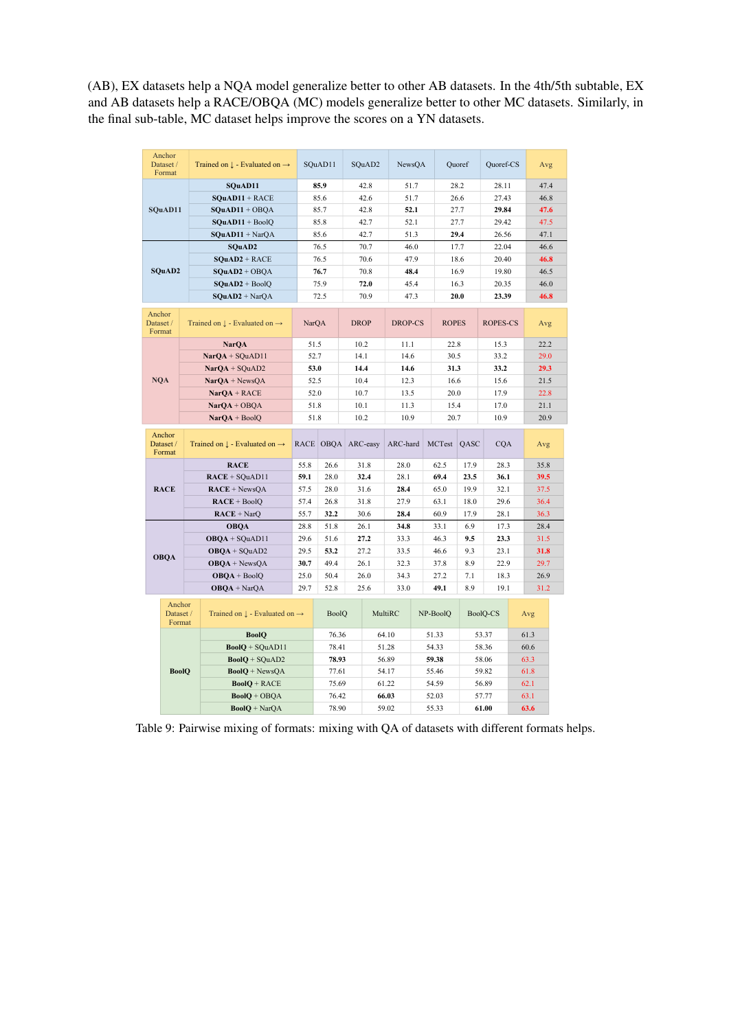(AB), EX datasets help a NQA model generalize better to other AB datasets. In the 4th/5th subtable, EX and AB datasets help a RACE/OBQA (MC) models generalize better to other MC datasets. Similarly, in the final sub-table, MC dataset helps improve the scores on a YN datasets.

| Anchor Dataset / Format | Trained on ↓ - Evaluated on → | SQuAD11 | SQuAD2 | NewsQA | Quoref | Quoref-CS | Avg |
|---|---|---|---|---|---|---|---|
| SQuAD11 | **SQuAD11** | **85.9** | 42.8 | 51.7 | 28.2 | 28.11 | 47.4 |
| | **SQuAD11** + RACE | 85.6 | 42.6 | 51.7 | 26.6 | 27.43 | 46.8 |
| | **SQuAD11** + OBQA | 85.7 | 42.8 | **52.1** | 27.7 | **29.84** | **47.6** |
| | **SQuAD11** + BoolQ | 85.8 | 42.7 | 52.1 | 27.7 | 29.42 | 47.5 |
| | **SQuAD11** + NarQA | 85.6 | 42.7 | 51.3 | **29.4** | 26.56 | 47.1 |
| SQuAD2 | **SQuAD2** | 76.5 | 70.7 | 46.0 | 17.7 | 22.04 | 46.6 |
| | **SQuAD2** + RACE | 76.5 | 70.6 | 47.9 | 18.6 | 20.40 | **46.8** |
| | **SQuAD2** + OBQA | **76.7** | 70.8 | **48.4** | 16.9 | 19.80 | 46.5 |
| | **SQuAD2** + BoolQ | 75.9 | **72.0** | 45.4 | 16.3 | 20.35 | 46.0 |
| | **SQuAD2** + NarQA | 72.5 | 70.9 | 47.3 | **20.0** | **23.39** | **46.8** |

| Anchor Dataset / Format | Trained on ↓ - Evaluated on → | NarQA | DROP | DROP-CS | ROPES | ROPES-CS | Avg |
|---|---|---|---|---|---|---|---|
| NQA | **NarQA** | 51.5 | 10.2 | 11.1 | 22.8 | 15.3 | 22.2 |
| | **NarQA** + SQuAD11 | 52.7 | 14.1 | 14.6 | 30.5 | 33.2 | 29.0 |
| | **NarQA** + SQuAD2 | **53.0** | **14.4** | **14.6** | **31.3** | **33.2** | **29.3** |
| | **NarQA** + NewsQA | 52.5 | 10.4 | 12.3 | 16.6 | 15.6 | 21.5 |
| | **NarQA** + RACE | 52.0 | 10.7 | 13.5 | 20.0 | 17.9 | 22.8 |
| | **NarQA** + OBQA | 51.8 | 10.1 | 11.3 | 15.4 | 17.0 | 21.1 |
| | **NarQA** + BoolQ | 51.8 | 10.2 | 10.9 | 20.7 | 10.9 | 20.9 |

| Anchor Dataset / Format | Trained on ↓ - Evaluated on → | RACE | OBQA | ARC-easy | ARC-hard | MCTest | QASC | CQA | Avg |
|---|---|---|---|---|---|---|---|---|---|
| RACE | **RACE** | 55.8 | 26.6 | 31.8 | 28.0 | 62.5 | 17.9 | 28.3 | 35.8 |
| | **RACE** + SQuAD11 | **59.1** | 28.0 | **32.4** | 28.1 | **69.4** | **23.5** | **36.1** | **39.5** |
| | **RACE** + NewsQA | 57.5 | 28.0 | 31.6 | **28.4** | 65.0 | 19.9 | 32.1 | 37.5 |
| | **RACE** + BoolQ | 57.4 | 26.8 | 31.8 | 27.9 | 63.1 | 18.0 | 29.6 | 36.4 |
| | **RACE** + NarQ | 55.7 | **32.2** | 30.6 | **28.4** | 60.9 | 17.9 | 28.1 | 36.3 |
| OBQA | **OBQA** | 28.8 | 51.8 | 26.1 | **34.8** | 33.1 | 6.9 | 17.3 | 28.4 |
| | **OBQA** + SQuAD11 | 29.6 | 51.6 | **27.2** | 33.3 | 46.3 | **9.5** | **23.3** | 31.5 |
| | **OBQA** + SQuAD2 | 29.5 | **53.2** | 27.2 | 33.5 | 46.6 | 9.3 | 23.1 | **31.8** |
| | **OBQA** + NewsQA | **30.7** | 49.4 | 26.1 | 32.3 | 37.8 | 8.9 | 22.9 | 29.7 |
| | **OBQA** + BoolQ | 25.0 | 50.4 | 26.0 | 34.3 | 27.2 | 7.1 | 18.3 | 26.9 |
| | **OBQA** + NarQA | 29.7 | 52.8 | 25.6 | 33.0 | **49.1** | 8.9 | 19.1 | 31.2 |

| Anchor Dataset / Format | Trained on ↓ - Evaluated on → | BoolQ | MultiRC | NP-BoolQ | BoolQ-CS | Avg |
|---|---|---|---|---|---|---|
| BoolQ | **BoolQ** | 76.36 | 64.10 | 51.33 | 53.37 | 61.3 |
| | **BoolQ** + SQuAD11 | 78.41 | 51.28 | 54.33 | 58.36 | 60.6 |
| | **BoolQ** + SQuAD2 | **78.93** | 56.89 | **59.38** | 58.06 | 63.3 |
| | **BoolQ** + NewsQA | 77.61 | 54.17 | 55.46 | 59.82 | 61.8 |
| | **BoolQ** + RACE | 75.69 | 61.22 | 54.59 | 56.89 | 62.1 |
| | **BoolQ** + OBQA | 76.42 | **66.03** | 52.03 | 57.77 | 63.1 |
| | **BoolQ** + NarQA | 78.90 | 59.02 | 55.33 | **61.00** | **63.6** |

Table 9: Pairwise mixing of formats: mixing with QA of datasets with different formats helps.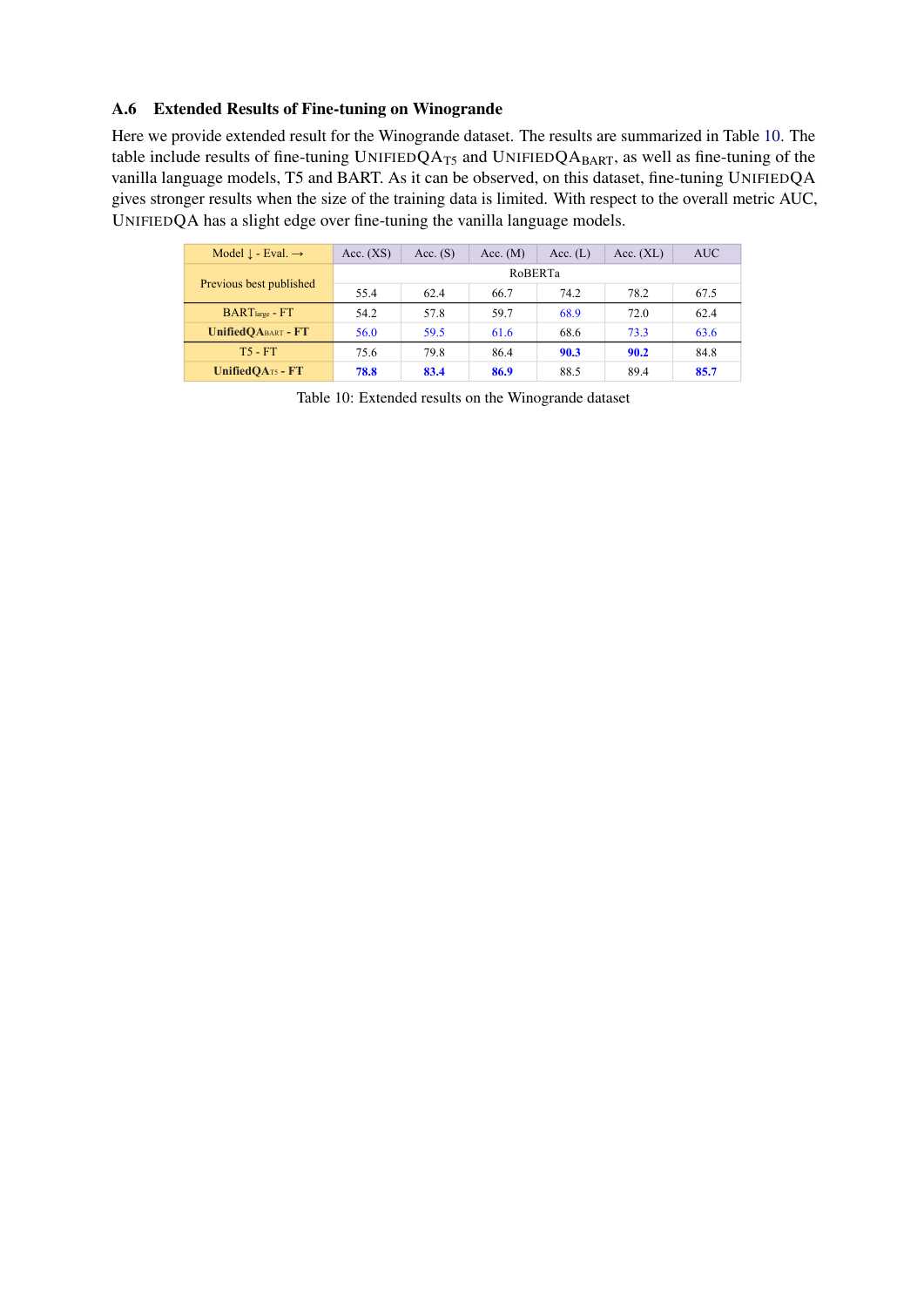### A.6 Extended Results of Fine-tuning on Winogrande

Here we provide extended result for the Winogrande dataset. The results are summarized in Table 10. The table include results of fine-tuning UNIFIEDQA$_{T5}$ and UNIFIEDQA$_{BART}$, as well as fine-tuning of the vanilla language models, T5 and BART. As it can be observed, on this dataset, fine-tuning UNIFIEDQA gives stronger results when the size of the training data is limited. With respect to the overall metric AUC, UNIFIEDQA has a slight edge over fine-tuning the vanilla language models.

| Model ↓ - Eval. → | Acc. (XS) | Acc. (S) | Acc. (M) | Acc. (L) | Acc. (XL) | AUC |
|---|---|---|---|---|---|---|
| Previous best published | RoBERTa | | | | | |
| | 55.4 | 62.4 | 66.7 | 74.2 | 78.2 | 67.5 |
| BART$_{large}$ - FT | 54.2 | 57.8 | 59.7 | 68.9 | 72.0 | 62.4 |
| **UnifiedQA$_{BART}$ - FT** | 56.0 | 59.5 | 61.6 | 68.6 | 73.3 | 63.6 |
| T5 - FT | 75.6 | 79.8 | 86.4 | **90.3** | **90.2** | 84.8 |
| **UnifiedQA$_{T5}$ - FT** | **78.8** | **83.4** | **86.9** | 88.5 | 89.4 | **85.7** |

Table 10: Extended results on the Winogrande dataset